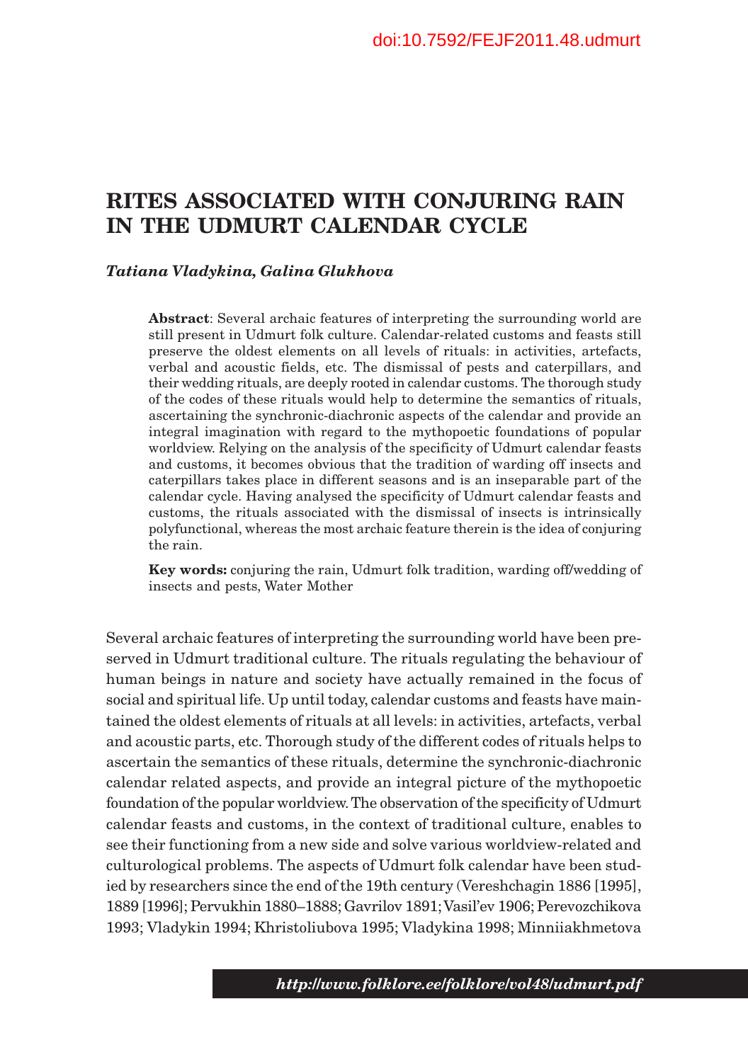# RITES ASSOCIATED WITH CONJURING RAIN IN THE UDMURT CALENDAR CYCLE

***Tatiana Vladykina, Galina Glukhova***

**Abstract**: Several archaic features of interpreting the surrounding world are still present in Udmurt folk culture. Calendar-related customs and feasts still preserve the oldest elements on all levels of rituals: in activities, artefacts, verbal and acoustic fields, etc. The dismissal of pests and caterpillars, and their wedding rituals, are deeply rooted in calendar customs. The thorough study of the codes of these rituals would help to determine the semantics of rituals, ascertaining the synchronic-diachronic aspects of the calendar and provide an integral imagination with regard to the mythopoetic foundations of popular worldview. Relying on the analysis of the specificity of Udmurt calendar feasts and customs, it becomes obvious that the tradition of warding off insects and caterpillars takes place in different seasons and is an inseparable part of the calendar cycle. Having analysed the specificity of Udmurt calendar feasts and customs, the rituals associated with the dismissal of insects is intrinsically polyfunctional, whereas the most archaic feature therein is the idea of conjuring the rain.

**Key words:** conjuring the rain, Udmurt folk tradition, warding off/wedding of insects and pests, Water Mother

Several archaic features of interpreting the surrounding world have been preserved in Udmurt traditional culture. The rituals regulating the behaviour of human beings in nature and society have actually remained in the focus of social and spiritual life. Up until today, calendar customs and feasts have maintained the oldest elements of rituals at all levels: in activities, artefacts, verbal and acoustic parts, etc. Thorough study of the different codes of rituals helps to ascertain the semantics of these rituals, determine the synchronic-diachronic calendar related aspects, and provide an integral picture of the mythopoetic foundation of the popular worldview. The observation of the specificity of Udmurt calendar feasts and customs, in the context of traditional culture, enables to see their functioning from a new side and solve various worldview-related and culturological problems. The aspects of Udmurt folk calendar have been studied by researchers since the end of the 19th century (Vereshchagin 1886 [1995], 1889 [1996]; Pervukhin 1880–1888; Gavrilov 1891; Vasil'ev 1906; Perevozchikova 1993; Vladykin 1994; Khristoliubova 1995; Vladykina 1998; Minniiakhmetova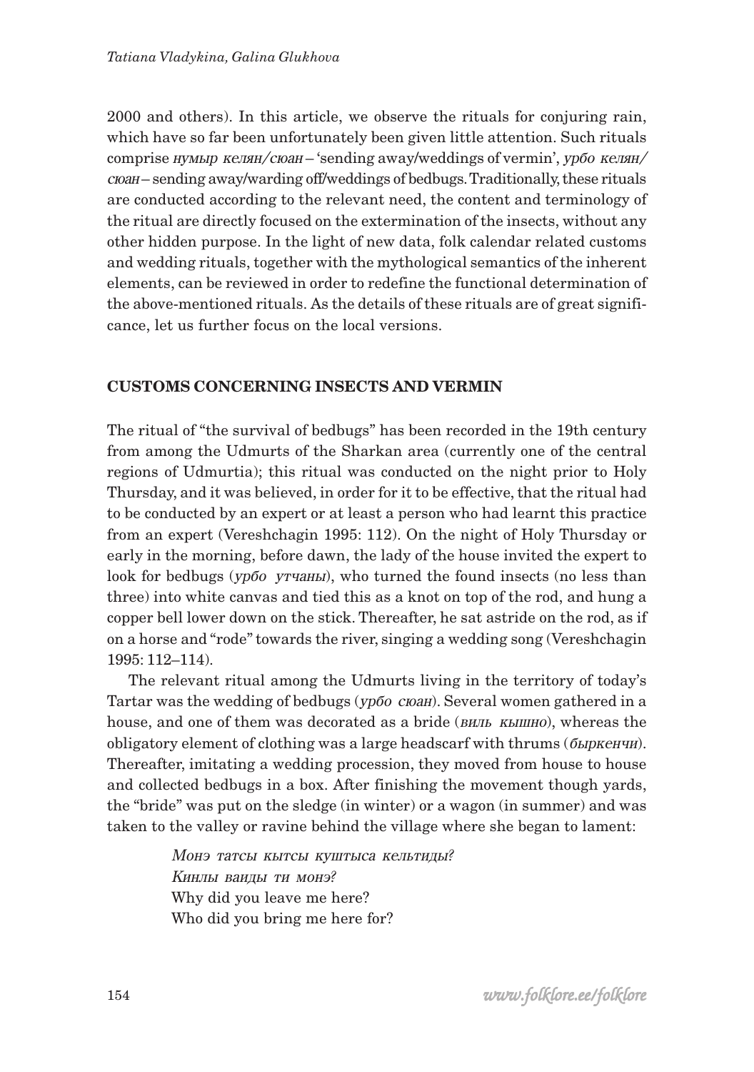2000 and others). In this article, we observe the rituals for conjuring rain, which have so far been unfortunately been given little attention. Such rituals comprise *нумыр келян/сюан* – 'sending away/weddings of vermin', *урбо келян/сюан* – sending away/warding off/weddings of bedbugs. Traditionally, these rituals are conducted according to the relevant need, the content and terminology of the ritual are directly focused on the extermination of the insects, without any other hidden purpose. In the light of new data, folk calendar related customs and wedding rituals, together with the mythological semantics of the inherent elements, can be reviewed in order to redefine the functional determination of the above-mentioned rituals. As the details of these rituals are of great significance, let us further focus on the local versions.

## CUSTOMS CONCERNING INSECTS AND VERMIN

The ritual of "the survival of bedbugs" has been recorded in the 19th century from among the Udmurts of the Sharkan area (currently one of the central regions of Udmurtia); this ritual was conducted on the night prior to Holy Thursday, and it was believed, in order for it to be effective, that the ritual had to be conducted by an expert or at least a person who had learnt this practice from an expert (Vereshchagin 1995: 112). On the night of Holy Thursday or early in the morning, before dawn, the lady of the house invited the expert to look for bedbugs (*урбо утчаны*), who turned the found insects (no less than three) into white canvas and tied this as a knot on top of the rod, and hung a copper bell lower down on the stick. Thereafter, he sat astride on the rod, as if on a horse and "rode" towards the river, singing a wedding song (Vereshchagin 1995: 112–114).

The relevant ritual among the Udmurts living in the territory of today's Tartar was the wedding of bedbugs (*урбо сюан*). Several women gathered in a house, and one of them was decorated as a bride (*виль кышно*), whereas the obligatory element of clothing was a large headscarf with thrums (*быркенчи*). Thereafter, imitating a wedding procession, they moved from house to house and collected bedbugs in a box. After finishing the movement though yards, the "bride" was put on the sledge (in winter) or a wagon (in summer) and was taken to the valley or ravine behind the village where she began to lament:

> *Монэ татсы кытсы куштыса кельтиды?*
> *Кинлы ваиды ти монэ?*
> Why did you leave me here?
> Who did you bring me here for?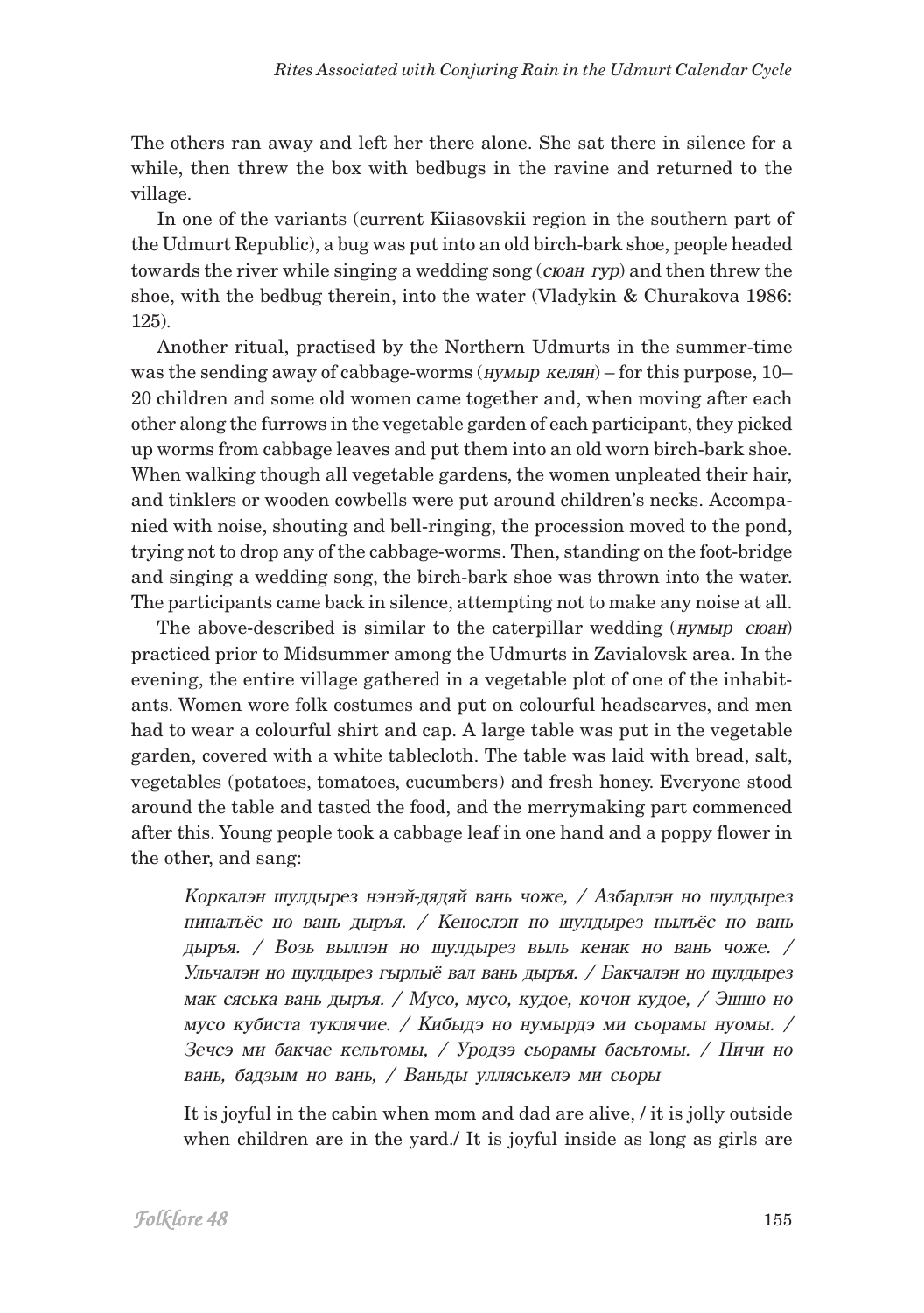The others ran away and left her there alone. She sat there in silence for a while, then threw the box with bedbugs in the ravine and returned to the village.

In one of the variants (current Kiiasovskii region in the southern part of the Udmurt Republic), a bug was put into an old birch-bark shoe, people headed towards the river while singing a wedding song (*сюан гур*) and then threw the shoe, with the bedbug therein, into the water (Vladykin & Churakova 1986: 125).

Another ritual, practised by the Northern Udmurts in the summer-time was the sending away of cabbage-worms (*нумыр келян*) – for this purpose, 10–20 children and some old women came together and, when moving after each other along the furrows in the vegetable garden of each participant, they picked up worms from cabbage leaves and put them into an old worn birch-bark shoe. When walking though all vegetable gardens, the women unpleated their hair, and tinklers or wooden cowbells were put around children's necks. Accompanied with noise, shouting and bell-ringing, the procession moved to the pond, trying not to drop any of the cabbage-worms. Then, standing on the foot-bridge and singing a wedding song, the birch-bark shoe was thrown into the water. The participants came back in silence, attempting not to make any noise at all.

The above-described is similar to the caterpillar wedding (*нумыр сюан*) practiced prior to Midsummer among the Udmurts in Zavialovsk area. In the evening, the entire village gathered in a vegetable plot of one of the inhabitants. Women wore folk costumes and put on colourful headscarves, and men had to wear a colourful shirt and cap. A large table was put in the vegetable garden, covered with a white tablecloth. The table was laid with bread, salt, vegetables (potatoes, tomatoes, cucumbers) and fresh honey. Everyone stood around the table and tasted the food, and the merrymaking part commenced after this. Young people took a cabbage leaf in one hand and a poppy flower in the other, and sang:

> *Коркалэн шулдырез нэнэй-дядяй вань чоже, / Азбарлэн но шулдырез пиналъёс но вань дыръя. / Кенослэн но шулдырез нылъёс но вань дыръя. / Возь выллэн но шулдырез выль кенак но вань чоже. / Ульчалэн но шулдырез гырлыё вал вань дыръя. / Бакчалэн но шулдырез мак сяська вань дыръя. / Мусо, мусо, кудое, кочон кудое, / Эшшо но мусо кубиста туклячие. / Кибыдэ но нумырдэ ми сьорамы нуомы. / Зечсэ ми бакчае кельтомы, / Уродзэ сьорамы басьтомы. / Пичи но вань, бадзым но вань, / Ваньды улляськелэ ми сьоры*

> It is joyful in the cabin when mom and dad are alive, / it is jolly outside when children are in the yard./ It is joyful inside as long as girls are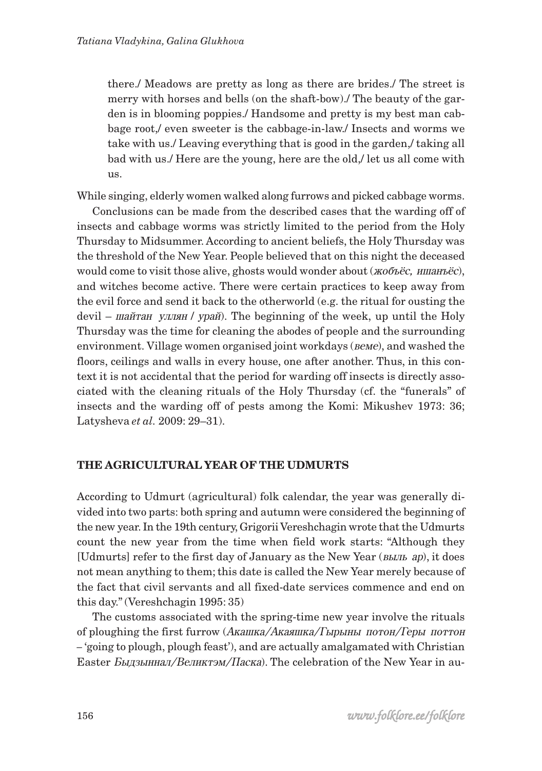there./ Meadows are pretty as long as there are brides./ The street is merry with horses and bells (on the shaft-bow)./ The beauty of the garden is in blooming poppies./ Handsome and pretty is my best man cabbage root,/ even sweeter is the cabbage-in-law./ Insects and worms we take with us./ Leaving everything that is good in the garden,/ taking all bad with us./ Here are the young, here are the old,/ let us all come with us.

While singing, elderly women walked along furrows and picked cabbage worms.

Conclusions can be made from the described cases that the warding off of insects and cabbage worms was strictly limited to the period from the Holy Thursday to Midsummer. According to ancient beliefs, the Holy Thursday was the threshold of the New Year. People believed that on this night the deceased would come to visit those alive, ghosts would wonder about (*жобъёс, ишанъёс*), and witches become active. There were certain practices to keep away from the evil force and send it back to the otherworld (e.g. the ritual for ousting the devil – *шайтан уллян* / *урай*). The beginning of the week, up until the Holy Thursday was the time for cleaning the abodes of people and the surrounding environment. Village women organised joint workdays (*веме*), and washed the floors, ceilings and walls in every house, one after another. Thus, in this context it is not accidental that the period for warding off insects is directly associated with the cleaning rituals of the Holy Thursday (cf. the "funerals" of insects and the warding off of pests among the Komi: Mikushev 1973: 36; Latysheva *et al*. 2009: 29–31).

## THE AGRICULTURAL YEAR OF THE UDMURTS

According to Udmurt (agricultural) folk calendar, the year was generally divided into two parts: both spring and autumn were considered the beginning of the new year. In the 19th century, Grigorii Vereshchagin wrote that the Udmurts count the new year from the time when field work starts: "Although they [Udmurts] refer to the first day of January as the New Year (*выль ар*), it does not mean anything to them; this date is called the New Year merely because of the fact that civil servants and all fixed-date services commence and end on this day." (Vereshchagin 1995: 35)

The customs associated with the spring-time new year involve the rituals of ploughing the first furrow (*Акашка/Акаяшка/Гырыны потон/Геры поттон* – 'going to plough, plough feast'), and are actually amalgamated with Christian Easter *Быдзыннал/Великтэм/Паска*). The celebration of the New Year in au-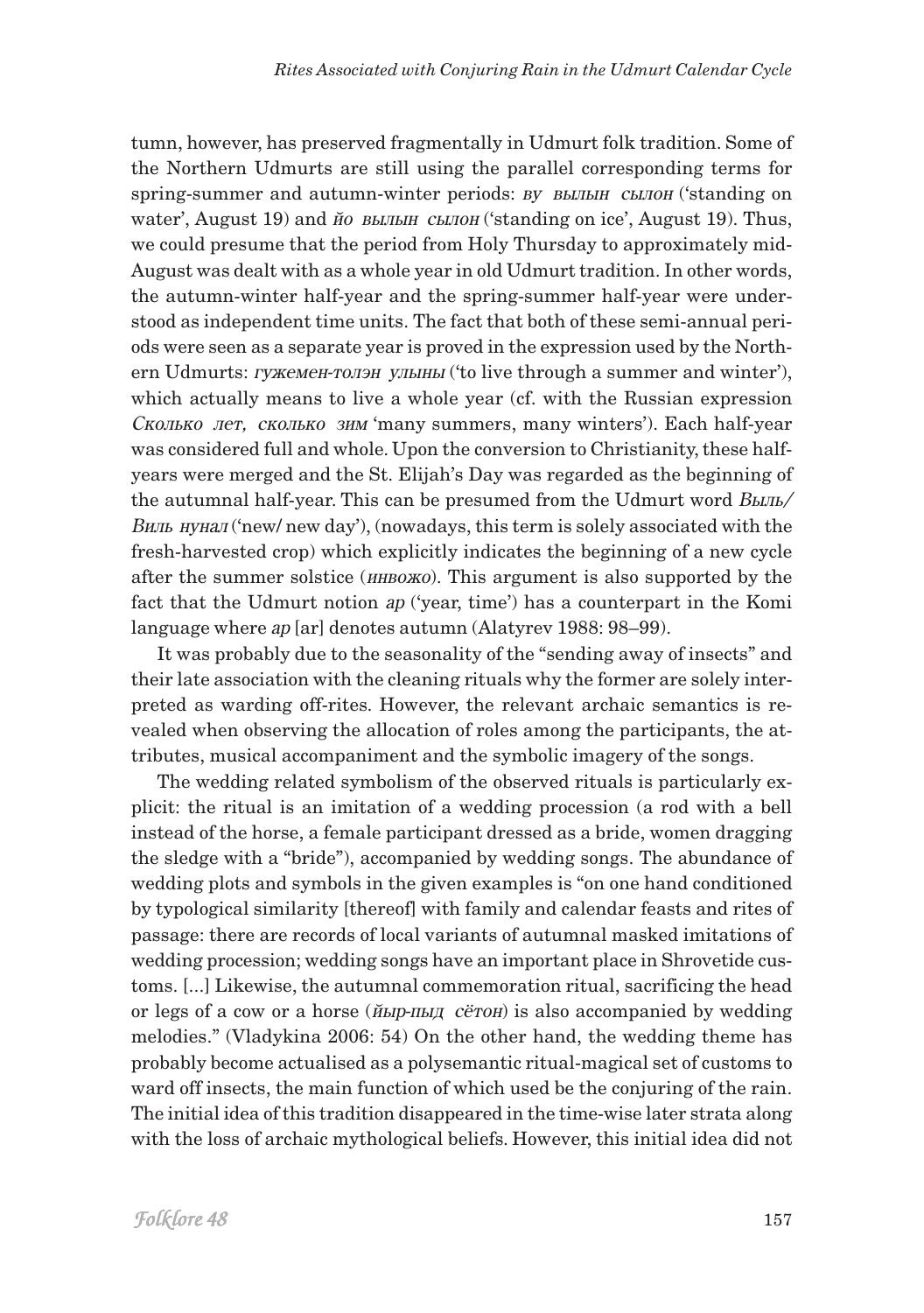tumn, however, has preserved fragmentally in Udmurt folk tradition. Some of the Northern Udmurts are still using the parallel corresponding terms for spring-summer and autumn-winter periods: *ву вылын сылон* ('standing on water', August 19) and *йо вылын сылон* ('standing on ice', August 19). Thus, we could presume that the period from Holy Thursday to approximately mid-August was dealt with as a whole year in old Udmurt tradition. In other words, the autumn-winter half-year and the spring-summer half-year were understood as independent time units. The fact that both of these semi-annual periods were seen as a separate year is proved in the expression used by the Northern Udmurts: *гужемен-толэн улыны* ('to live through a summer and winter'), which actually means to live a whole year (cf. with the Russian expression *Сколько лет, сколько зим* 'many summers, many winters'). Each half-year was considered full and whole. Upon the conversion to Christianity, these half-years were merged and the St. Elijah's Day was regarded as the beginning of the autumnal half-year. This can be presumed from the Udmurt word *Выль/ Виль нунал* ('new/ new day'), (nowadays, this term is solely associated with the fresh-harvested crop) which explicitly indicates the beginning of a new cycle after the summer solstice (*инвожо*). This argument is also supported by the fact that the Udmurt notion *ар* ('year, time') has a counterpart in the Komi language where *ар* [ar] denotes autumn (Alatyrev 1988: 98–99).

It was probably due to the seasonality of the "sending away of insects" and their late association with the cleaning rituals why the former are solely interpreted as warding off-rites. However, the relevant archaic semantics is revealed when observing the allocation of roles among the participants, the attributes, musical accompaniment and the symbolic imagery of the songs.

The wedding related symbolism of the observed rituals is particularly explicit: the ritual is an imitation of a wedding procession (a rod with a bell instead of the horse, a female participant dressed as a bride, women dragging the sledge with a "bride"), accompanied by wedding songs. The abundance of wedding plots and symbols in the given examples is "on one hand conditioned by typological similarity [thereof] with family and calendar feasts and rites of passage: there are records of local variants of autumnal masked imitations of wedding procession; wedding songs have an important place in Shrovetide customs. [...] Likewise, the autumnal commemoration ritual, sacrificing the head or legs of a cow or a horse (*йыр-пыд сётон*) is also accompanied by wedding melodies." (Vladykina 2006: 54) On the other hand, the wedding theme has probably become actualised as a polysemantic ritual-magical set of customs to ward off insects, the main function of which used be the conjuring of the rain. The initial idea of this tradition disappeared in the time-wise later strata along with the loss of archaic mythological beliefs. However, this initial idea did not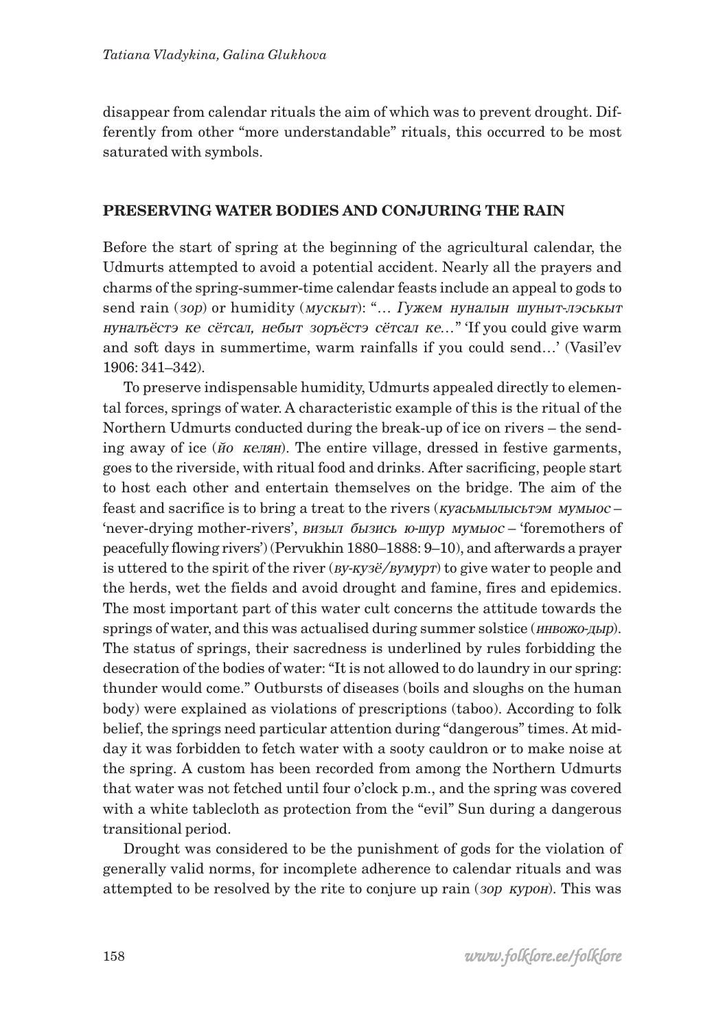disappear from calendar rituals the aim of which was to prevent drought. Differently from other "more understandable" rituals, this occurred to be most saturated with symbols.

## PRESERVING WATER BODIES AND CONJURING THE RAIN

Before the start of spring at the beginning of the agricultural calendar, the Udmurts attempted to avoid a potential accident. Nearly all the prayers and charms of the spring-summer-time calendar feasts include an appeal to gods to send rain (*зор*) or humidity (*мускыт*): "… *Гужем нуналын шуныт-лэськыт нуналъёстэ ке сётсал, небыт зоръёстэ сётсал ке*…" 'If you could give warm and soft days in summertime, warm rainfalls if you could send…' (Vasil'ev 1906: 341–342).

To preserve indispensable humidity, Udmurts appealed directly to elemental forces, springs of water. A characteristic example of this is the ritual of the Northern Udmurts conducted during the break-up of ice on rivers – the sending away of ice (*йо келян*). The entire village, dressed in festive garments, goes to the riverside, with ritual food and drinks. After sacrificing, people start to host each other and entertain themselves on the bridge. The aim of the feast and sacrifice is to bring a treat to the rivers (*куасьмылысьтэм мумыос* – 'never-drying mother-rivers', *визыл бызись ю-шур мумыос* – 'foremothers of peacefully flowing rivers') (Pervukhin 1880–1888: 9–10), and afterwards a prayer is uttered to the spirit of the river (*ву-кузё/вумурт*) to give water to people and the herds, wet the fields and avoid drought and famine, fires and epidemics. The most important part of this water cult concerns the attitude towards the springs of water, and this was actualised during summer solstice (*инвожо-дыр*). The status of springs, their sacredness is underlined by rules forbidding the desecration of the bodies of water: "It is not allowed to do laundry in our spring: thunder would come." Outbursts of diseases (boils and sloughs on the human body) were explained as violations of prescriptions (taboo). According to folk belief, the springs need particular attention during "dangerous" times. At midday it was forbidden to fetch water with a sooty cauldron or to make noise at the spring. A custom has been recorded from among the Northern Udmurts that water was not fetched until four o'clock p.m., and the spring was covered with a white tablecloth as protection from the "evil" Sun during a dangerous transitional period.

Drought was considered to be the punishment of gods for the violation of generally valid norms, for incomplete adherence to calendar rituals and was attempted to be resolved by the rite to conjure up rain (*зор курон*). This was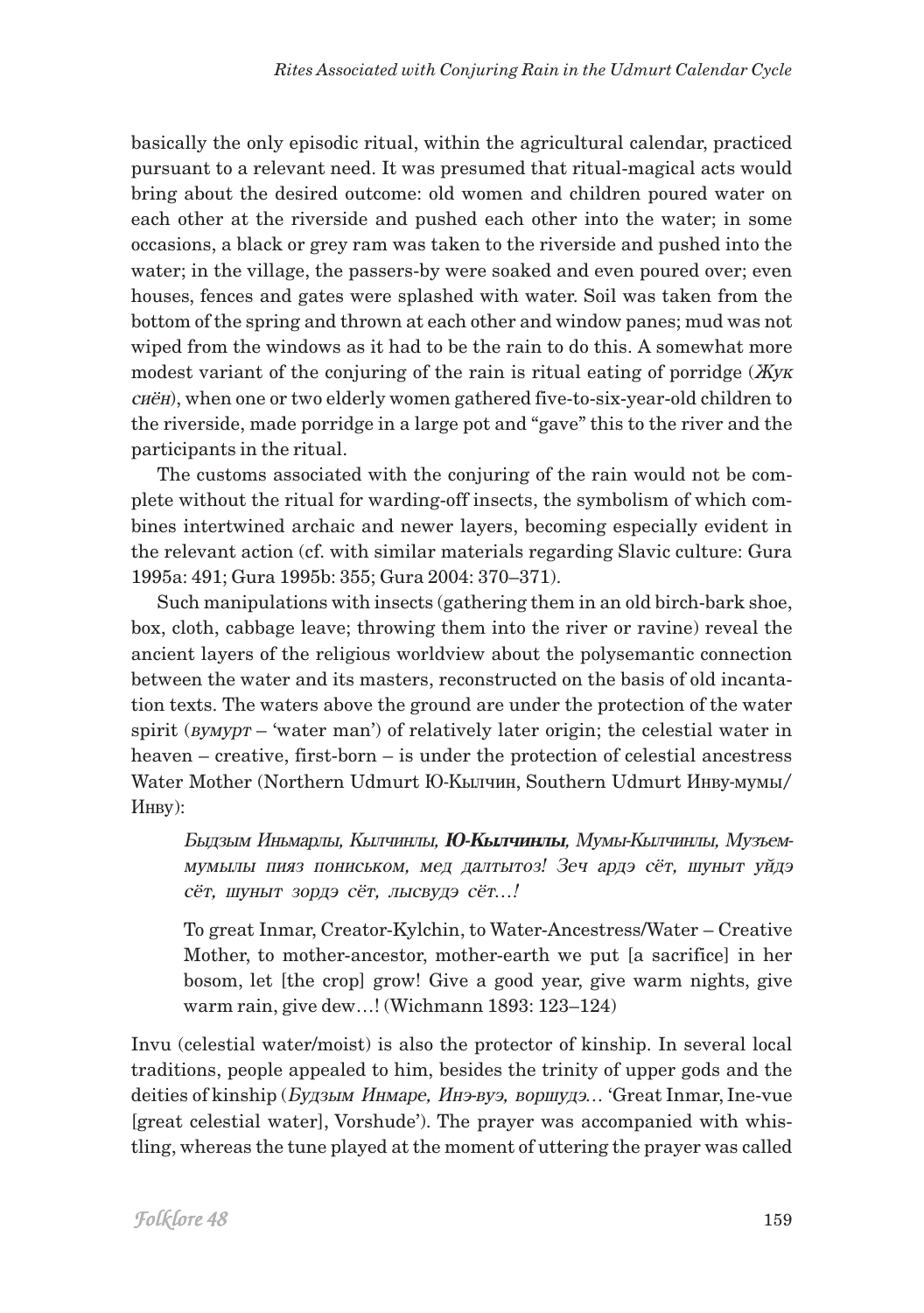basically the only episodic ritual, within the agricultural calendar, practiced pursuant to a relevant need. It was presumed that ritual-magical acts would bring about the desired outcome: old women and children poured water on each other at the riverside and pushed each other into the water; in some occasions, a black or grey ram was taken to the riverside and pushed into the water; in the village, the passers-by were soaked and even poured over; even houses, fences and gates were splashed with water. Soil was taken from the bottom of the spring and thrown at each other and window panes; mud was not wiped from the windows as it had to be the rain to do this. A somewhat more modest variant of the conjuring of the rain is ritual eating of porridge (*Жук сиён*), when one or two elderly women gathered five-to-six-year-old children to the riverside, made porridge in a large pot and "gave" this to the river and the participants in the ritual.

The customs associated with the conjuring of the rain would not be complete without the ritual for warding-off insects, the symbolism of which combines intertwined archaic and newer layers, becoming especially evident in the relevant action (cf. with similar materials regarding Slavic culture: Gura 1995a: 491; Gura 1995b: 355; Gura 2004: 370–371).

Such manipulations with insects (gathering them in an old birch-bark shoe, box, cloth, cabbage leave; throwing them into the river or ravine) reveal the ancient layers of the religious worldview about the polysemantic connection between the water and its masters, reconstructed on the basis of old incantation texts. The waters above the ground are under the protection of the water spirit (*вумурт* – 'water man') of relatively later origin; the celestial water in heaven – creative, first-born – is under the protection of celestial ancestress Water Mother (Northern Udmurt Ю-Кылчин, Southern Udmurt Инву-мумы/ Инву):

> *Быдзым Иньмарлы, Кылчинлы, **Ю-Кылчинлы**, Мумы-Кылчинлы, Музъем-мумылы пияз пониськом, мед далтытоз! Зеч ардэ сёт, шуныт уйдэ сёт, шуныт зордэ сёт, лысвудэ сёт…!*
>
> To great Inmar, Creator-Kylchin, to Water-Ancestress/Water – Creative Mother, to mother-ancestor, mother-earth we put [a sacrifice] in her bosom, let [the crop] grow! Give a good year, give warm nights, give warm rain, give dew…! (Wichmann 1893: 123–124)

Invu (celestial water/moist) is also the protector of kinship. In several local traditions, people appealed to him, besides the trinity of upper gods and the deities of kinship (*Будзым Инмаре, Инэ-вуэ, воршудэ*… 'Great Inmar, Ine-vue [great celestial water], Vorshude'). The prayer was accompanied with whistling, whereas the tune played at the moment of uttering the prayer was called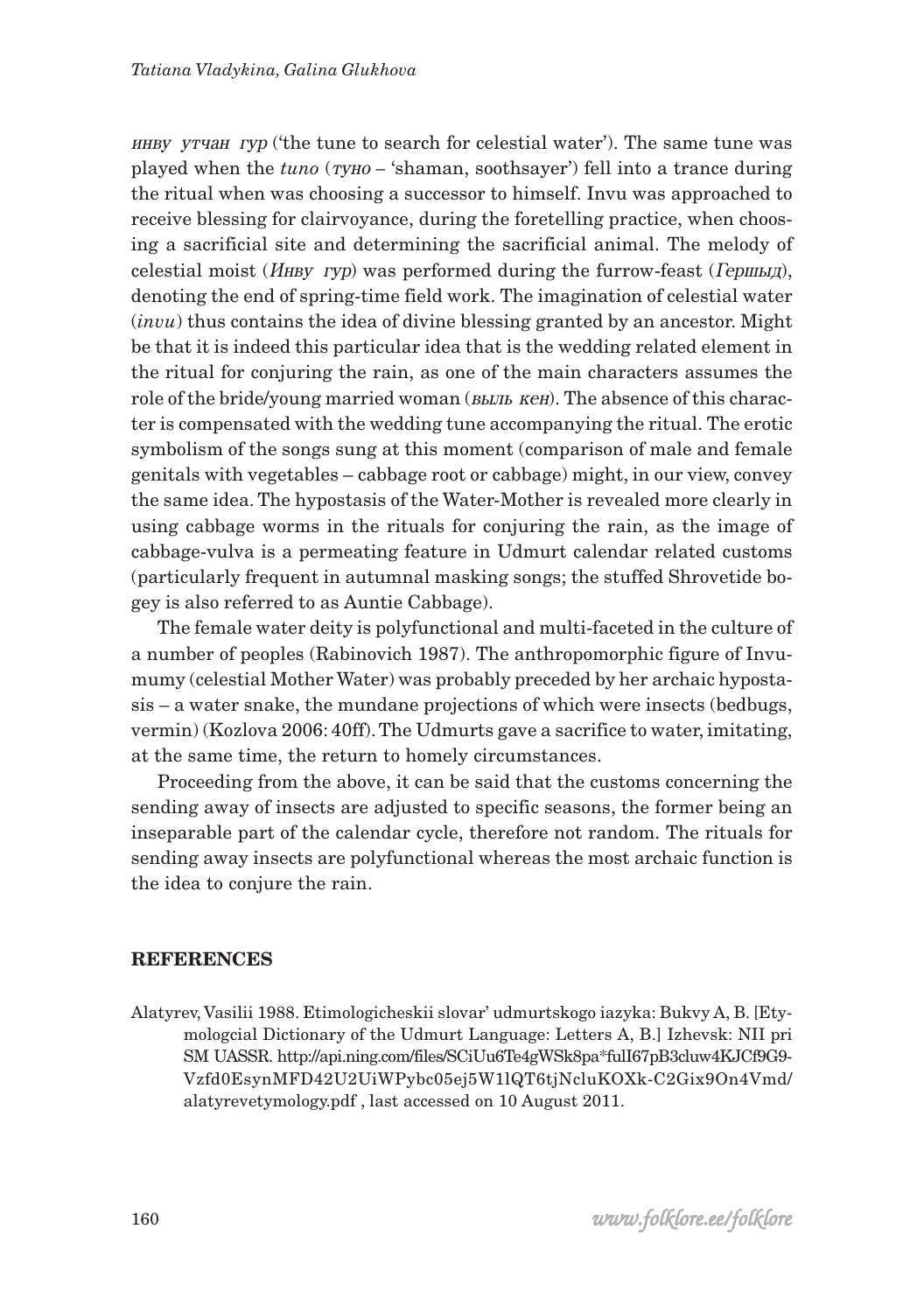*инву утчан гур* ('the tune to search for celestial water'). The same tune was played when the *tuno* (*туно* – 'shaman, soothsayer') fell into a trance during the ritual when was choosing a successor to himself. Invu was approached to receive blessing for clairvoyance, during the foretelling practice, when choosing a sacrificial site and determining the sacrificial animal. The melody of celestial moist (*Инву гур*) was performed during the furrow-feast (*Гершыд*), denoting the end of spring-time field work. The imagination of celestial water (*invu*) thus contains the idea of divine blessing granted by an ancestor. Might be that it is indeed this particular idea that is the wedding related element in the ritual for conjuring the rain, as one of the main characters assumes the role of the bride/young married woman (*выль кен*). The absence of this character is compensated with the wedding tune accompanying the ritual. The erotic symbolism of the songs sung at this moment (comparison of male and female genitals with vegetables – cabbage root or cabbage) might, in our view, convey the same idea. The hypostasis of the Water-Mother is revealed more clearly in using cabbage worms in the rituals for conjuring the rain, as the image of cabbage-vulva is a permeating feature in Udmurt calendar related customs (particularly frequent in autumnal masking songs; the stuffed Shrovetide bogey is also referred to as Auntie Cabbage).

The female water deity is polyfunctional and multi-faceted in the culture of a number of peoples (Rabinovich 1987). The anthropomorphic figure of Invumumy (celestial Mother Water) was probably preceded by her archaic hypostasis – a water snake, the mundane projections of which were insects (bedbugs, vermin) (Kozlova 2006: 40ff). The Udmurts gave a sacrifice to water, imitating, at the same time, the return to homely circumstances.

Proceeding from the above, it can be said that the customs concerning the sending away of insects are adjusted to specific seasons, the former being an inseparable part of the calendar cycle, therefore not random. The rituals for sending away insects are polyfunctional whereas the most archaic function is the idea to conjure the rain.

## REFERENCES

Alatyrev, Vasilii 1988. Etimologicheskii slovar' udmurtskogo iazyka: Bukvy A, B. [Etymologcial Dictionary of the Udmurt Language: Letters A, B.] Izhevsk: NII pri SM UASSR. http://api.ning.com/files/SCiUu6Te4gWSk8pa*fulI67pB3cluw4KJCf9G9-Vzfd0EsynMFD42U2UiWPybc05ej5W1lQT6tjNcluKOXk-C2Gix9On4Vmd/alatyrevetymology.pdf , last accessed on 10 August 2011.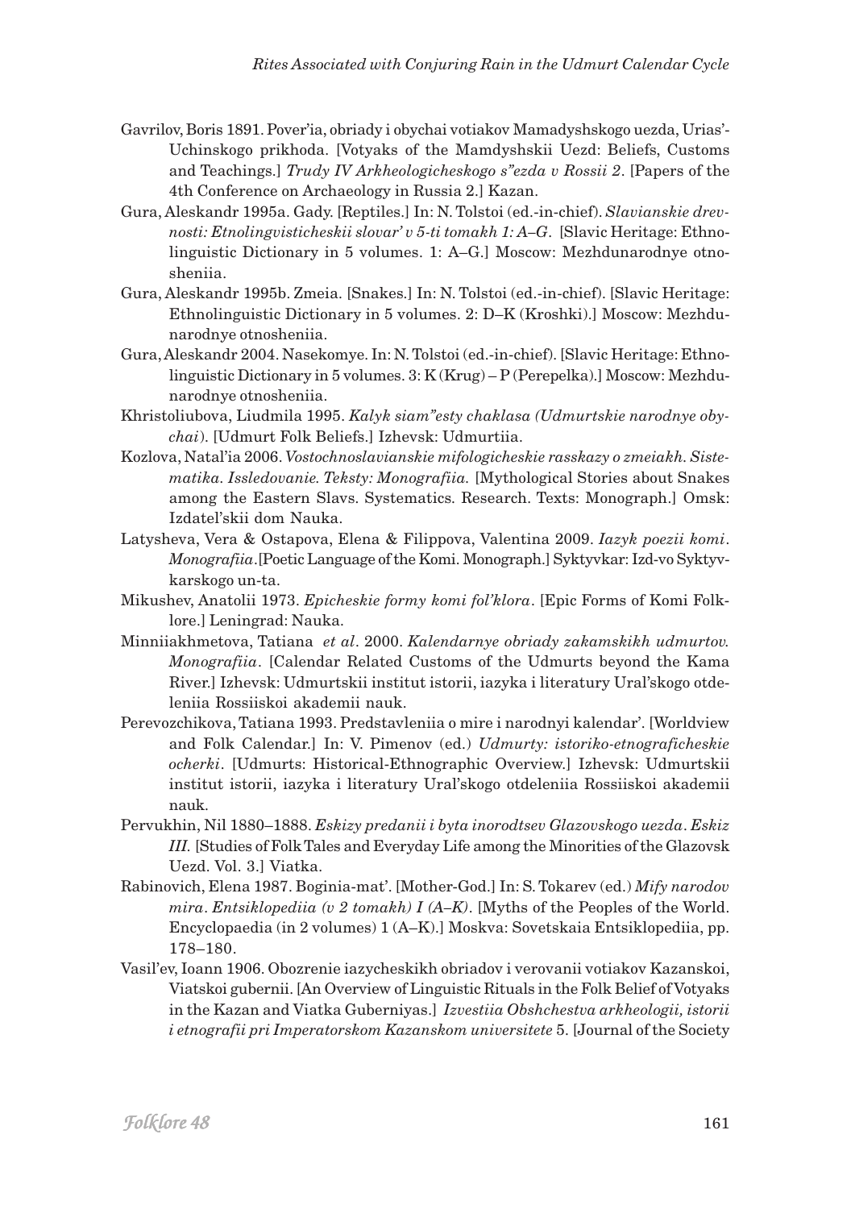Gavrilov, Boris 1891. Pover'ia, obriady i obychai votiakov Mamadyshskogo uezda, Urias'-Uchinskogo prikhoda. [Votyaks of the Mamdyshskii Uezd: Beliefs, Customs and Teachings.] *Trudy IV Arkheologicheskogo s"ezda v Rossii 2*. [Papers of the 4th Conference on Archaeology in Russia 2.] Kazan.

Gura, Aleskandr 1995a. Gady. [Reptiles.] In: N. Tolstoi (ed.-in-chief). *Slavianskie drevnosti: Etnolingvisticheskii slovar' v 5-ti tomakh 1: A–G*. [Slavic Heritage: Ethnolinguistic Dictionary in 5 volumes. 1: A–G.] Moscow: Mezhdunarodnye otnosheniia.

Gura, Aleskandr 1995b. Zmeia. [Snakes.] In: N. Tolstoi (ed.-in-chief). [Slavic Heritage: Ethnolinguistic Dictionary in 5 volumes. 2: D–K (Kroshki).] Moscow: Mezhdunarodnye otnosheniia.

Gura, Aleskandr 2004. Nasekomye. In: N. Tolstoi (ed.-in-chief). [Slavic Heritage: Ethnolinguistic Dictionary in 5 volumes. 3: K (Krug) – P (Perepelka).] Moscow: Mezhdunarodnye otnosheniia.

Khristoliubova, Liudmila 1995. *Kalyk siam"esty chaklasa (Udmurtskie narodnye obychai)*. [Udmurt Folk Beliefs.] Izhevsk: Udmurtiia.

Kozlova, Natal'ia 2006. *Vostochnoslavianskie mifologicheskie rasskazy o zmeiakh. Sistematika. Issledovanie. Teksty: Monografiia.* [Mythological Stories about Snakes among the Eastern Slavs. Systematics. Research. Texts: Monograph.] Omsk: Izdatel'skii dom Nauka.

Latysheva, Vera & Ostapova, Elena & Filippova, Valentina 2009. *Iazyk poezii komi. Monografiia*. [Poetic Language of the Komi. Monograph.] Syktyvkar: Izd-vo Syktyvkarskogo un-ta.

Mikushev, Anatolii 1973. *Epicheskie formy komi fol'klora*. [Epic Forms of Komi Folklore.] Leningrad: Nauka.

Minniiakhmetova, Tatiana *et al*. 2000. *Kalendarnye obriady zakamskikh udmurtov. Monografiia*. [Calendar Related Customs of the Udmurts beyond the Kama River.] Izhevsk: Udmurtskii institut istorii, iazyka i literatury Ural'skogo otdeleniia Rossiiskoi akademii nauk.

Perevozchikova, Tatiana 1993. Predstavleniia o mire i narodnyi kalendar'. [Worldview and Folk Calendar.] In: V. Pimenov (ed.) *Udmurty: istoriko-etnograficheskie ocherki*. [Udmurts: Historical-Ethnographic Overview.] Izhevsk: Udmurtskii institut istorii, iazyka i literatury Ural'skogo otdeleniia Rossiiskoi akademii nauk.

Pervukhin, Nil 1880–1888. *Eskizy predanii i byta inorodtsev Glazovskogo uezda*. *Eskiz III.* [Studies of Folk Tales and Everyday Life among the Minorities of the Glazovsk Uezd. Vol. 3.] Viatka.

Rabinovich, Elena 1987. Boginia-mat'. [Mother-God.] In: S. Tokarev (ed.) *Mify narodov mira*. *Entsiklopediia (v 2 tomakh) I (A–K)*. [Myths of the Peoples of the World. Encyclopaedia (in 2 volumes) 1 (A–K).] Moskva: Sovetskaia Entsiklopediia, pp. 178–180.

Vasil'ev, Ioann 1906. Obozrenie iazycheskikh obriadov i verovanii votiakov Kazanskoi, Viatskoi gubernii. [An Overview of Linguistic Rituals in the Folk Belief of Votyaks in the Kazan and Viatka Guberniyas.] *Izvestiia Obshchestva arkheologii, istorii i etnografii pri Imperatorskom Kazanskom universitete* 5. [Journal of the Society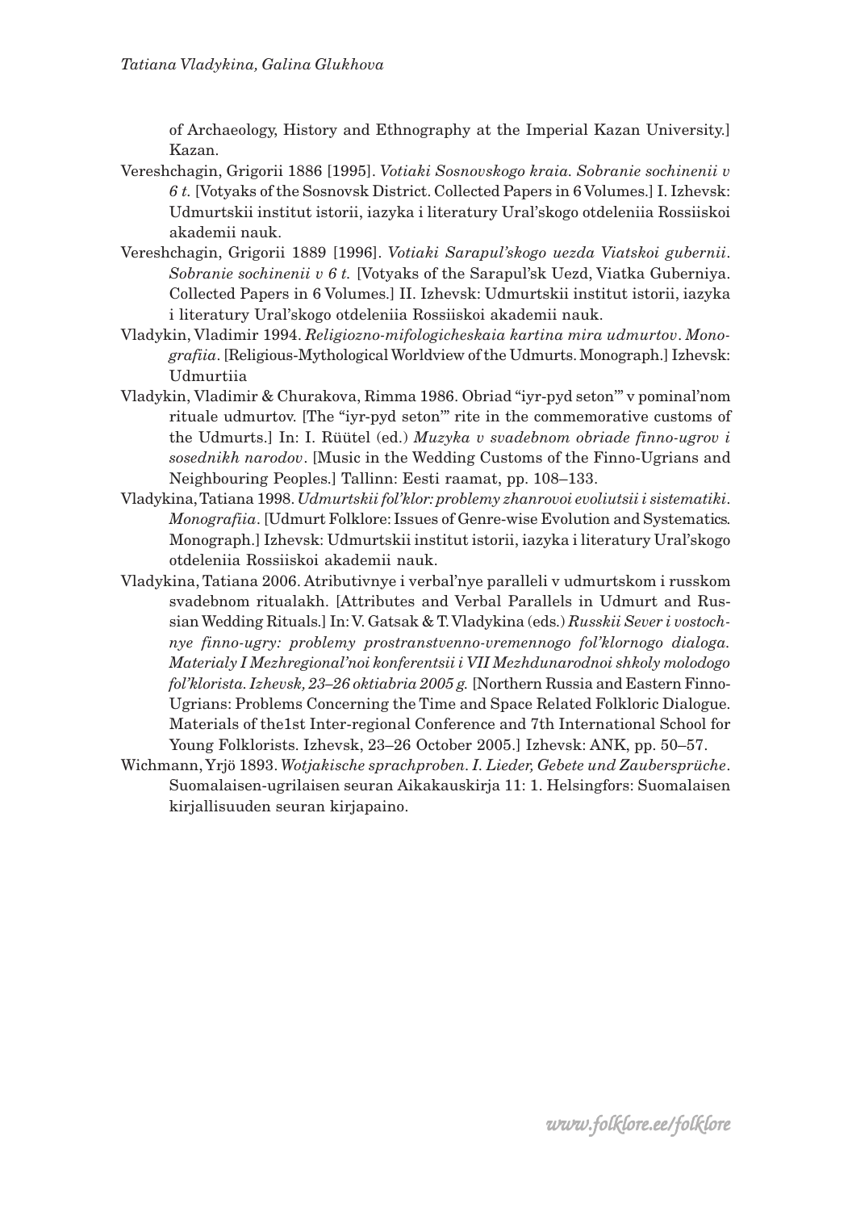of Archaeology, History and Ethnography at the Imperial Kazan University.] Kazan.

Vereshchagin, Grigorii 1886 [1995]. *Votiaki Sosnovskogo kraia. Sobranie sochinenii v 6 t.* [Votyaks of the Sosnovsk District. Collected Papers in 6 Volumes.] I. Izhevsk: Udmurtskii institut istorii, iazyka i literatury Ural'skogo otdeleniia Rossiiskoi akademii nauk.

Vereshchagin, Grigorii 1889 [1996]. *Votiaki Sarapul'skogo uezda Viatskoi gubernii. Sobranie sochinenii v 6 t.* [Votyaks of the Sarapul'sk Uezd, Viatka Guberniya. Collected Papers in 6 Volumes.] II. Izhevsk: Udmurtskii institut istorii, iazyka i literatury Ural'skogo otdeleniia Rossiiskoi akademii nauk.

Vladykin, Vladimir 1994. *Religiozno-mifologicheskaia kartina mira udmurtov. Monografiia*. [Religious-Mythological Worldview of the Udmurts. Monograph.] Izhevsk: Udmurtiia

Vladykin, Vladimir & Churakova, Rimma 1986. Obriad "iyr-pyd seton'" v pominal'nom rituale udmurtov. [The "iyr-pyd seton'" rite in the commemorative customs of the Udmurts.] In: I. Rüütel (ed.) *Muzyka v svadebnom obriade finno-ugrov i sosednikh narodov*. [Music in the Wedding Customs of the Finno-Ugrians and Neighbouring Peoples.] Tallinn: Eesti raamat, pp. 108–133.

Vladykina, Tatiana 1998. *Udmurtskii fol'klor: problemy zhanrovoi evoliutsii i sistematiki. Monografiia*. [Udmurt Folklore: Issues of Genre-wise Evolution and Systematics. Monograph.] Izhevsk: Udmurtskii institut istorii, iazyka i literatury Ural'skogo otdeleniia Rossiiskoi akademii nauk.

Vladykina, Tatiana 2006. Atributivnye i verbal'nye paralleli v udmurtskom i russkom svadebnom ritualakh. [Attributes and Verbal Parallels in Udmurt and Russian Wedding Rituals.] In: V. Gatsak & T. Vladykina (eds.) *Russkii Sever i vostochnye finno-ugry: problemy prostranstvenno-vremennogo fol'klornogo dialoga. Materialy I Mezhregional'noi konferentsii i VII Mezhdunarodnoi shkoly molodogo fol'klorista. Izhevsk, 23–26 oktiabria 2005 g.* [Northern Russia and Eastern Finno-Ugrians: Problems Concerning the Time and Space Related Folkloric Dialogue. Materials of the1st Inter-regional Conference and 7th International School for Young Folklorists. Izhevsk, 23–26 October 2005.] Izhevsk: ANK, pp. 50–57.

Wichmann, Yrjö 1893. *Wotjakische sprachproben. I. Lieder, Gebete und Zaubersprüche*. Suomalaisen-ugrilaisen seuran Aikakauskirja 11: 1. Helsingfors: Suomalaisen kirjallisuuden seuran kirjapaino.